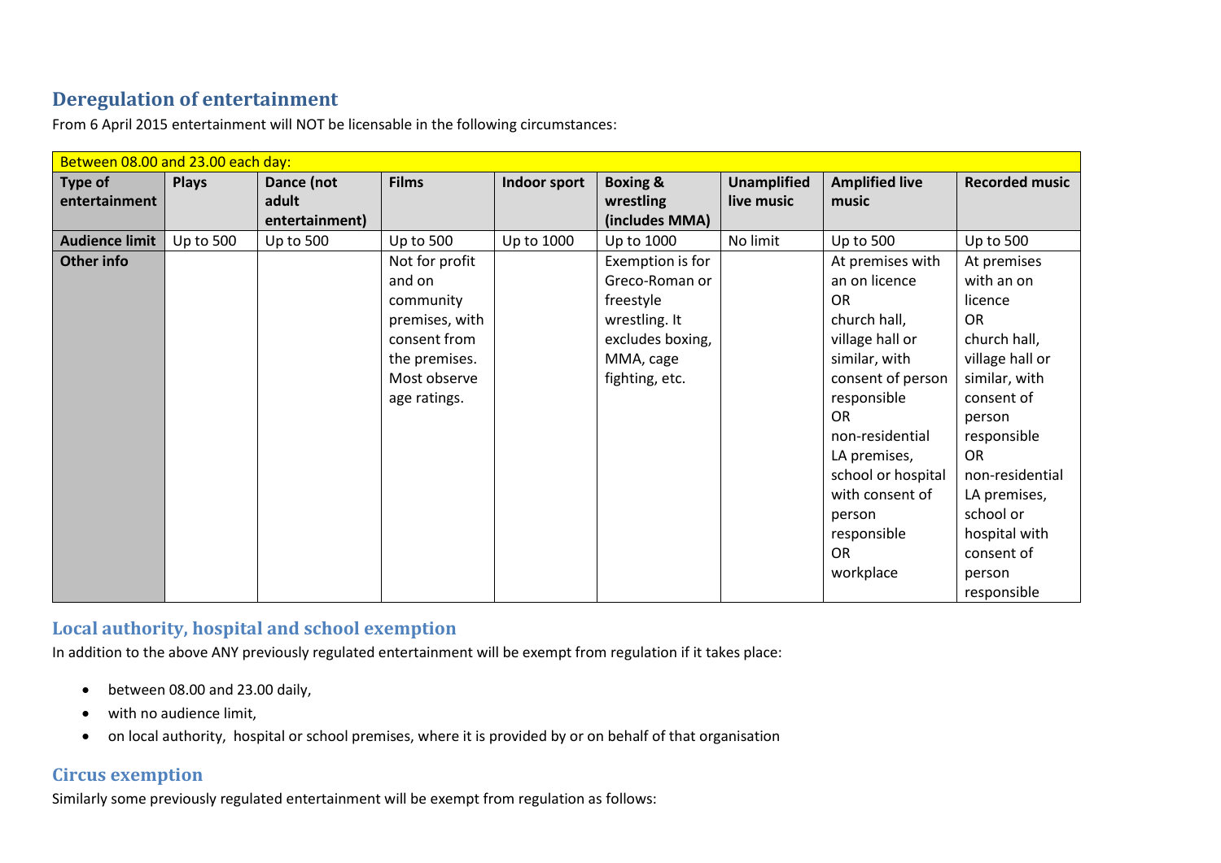## Deregulation of entertainment

From 6 April 2015 entertainment will NOT be licensable in the following circumstances:

| Between 08.00 and 23.00 each day: | | | | | | | | |
|---|---|---|---|---|---|---|---|---|
| **Type of entertainment** | **Plays** | **Dance (not adult entertainment)** | **Films** | **Indoor sport** | **Boxing & wrestling (includes MMA)** | **Unamplified live music** | **Amplified live music** | **Recorded music** |
| **Audience limit** | Up to 500 | Up to 500 | Up to 500 | Up to 1000 | Up to 1000 | No limit | Up to 500 | Up to 500 |
| **Other info** | | | Not for profit and on community premises, with consent from the premises. Most observe age ratings. | | Exemption is for Greco-Roman or freestyle wrestling. It excludes boxing, MMA, cage fighting, etc. | | At premises with an on licence OR church hall, village hall or similar, with consent of person responsible OR non-residential LA premises, school or hospital with consent of person responsible OR workplace | At premises with an on licence OR church hall, village hall or similar, with consent of person responsible OR non-residential LA premises, school or hospital with consent of person responsible |

### Local authority, hospital and school exemption

In addition to the above ANY previously regulated entertainment will be exempt from regulation if it takes place:

- between 08.00 and 23.00 daily,
- with no audience limit,
- on local authority, hospital or school premises, where it is provided by or on behalf of that organisation

### Circus exemption

Similarly some previously regulated entertainment will be exempt from regulation as follows: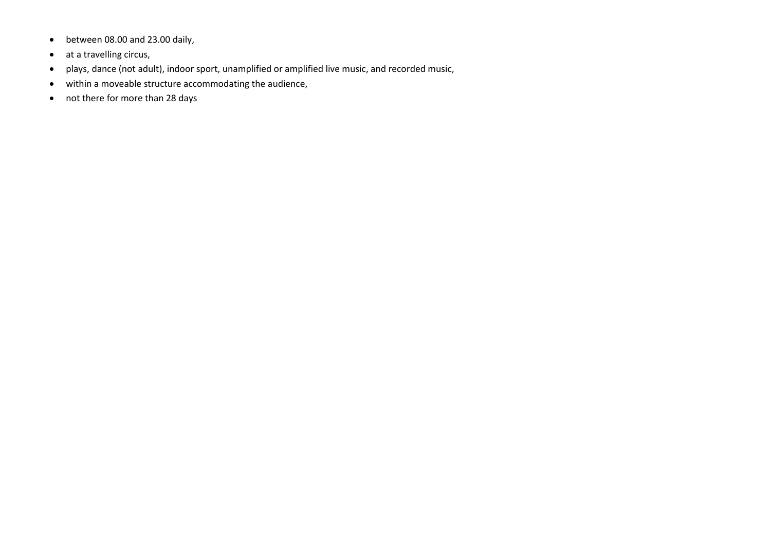- between 08.00 and 23.00 daily,
- at a travelling circus,
- plays, dance (not adult), indoor sport, unamplified or amplified live music, and recorded music,
- within a moveable structure accommodating the audience,
- not there for more than 28 days